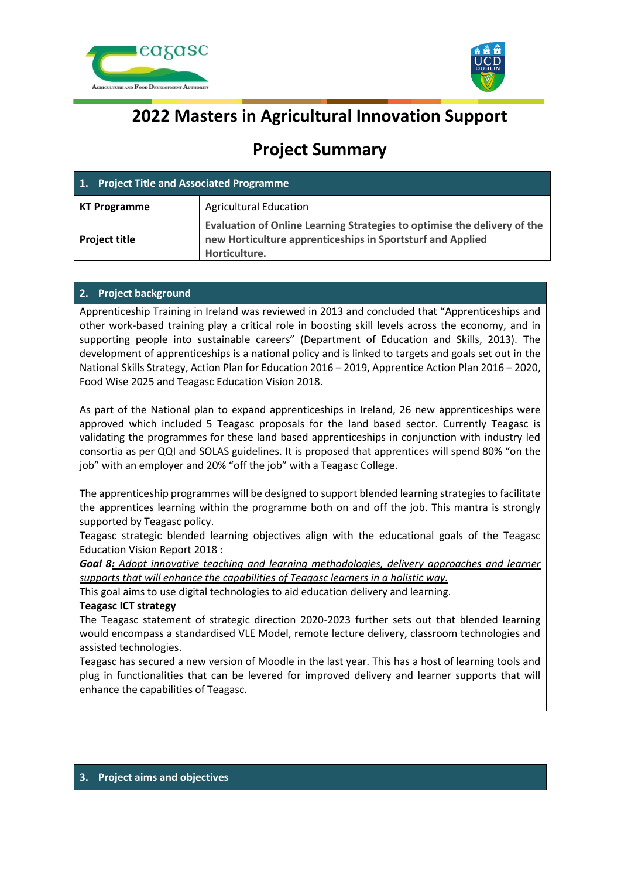# 2022 Masters in Agricultural Innovation Support

## Project Summary

| 1. Project Title and Associated Programme | |
|---|---|
| **KT Programme** | Agricultural Education |
| **Project title** | **Evaluation of Online Learning Strategies to optimise the delivery of the new Horticulture apprenticeships in Sportsturf and Applied Horticulture.** |

### 2. Project background

Apprenticeship Training in Ireland was reviewed in 2013 and concluded that “Apprenticeships and other work-based training play a critical role in boosting skill levels across the economy, and in supporting people into sustainable careers” (Department of Education and Skills, 2013). The development of apprenticeships is a national policy and is linked to targets and goals set out in the National Skills Strategy, Action Plan for Education 2016 – 2019, Apprentice Action Plan 2016 – 2020, Food Wise 2025 and Teagasc Education Vision 2018.

As part of the National plan to expand apprenticeships in Ireland, 26 new apprenticeships were approved which included 5 Teagasc proposals for the land based sector. Currently Teagasc is validating the programmes for these land based apprenticeships in conjunction with industry led consortia as per QQI and SOLAS guidelines. It is proposed that apprentices will spend 80% “on the job” with an employer and 20% “off the job” with a Teagasc College.

The apprenticeship programmes will be designed to support blended learning strategies to facilitate the apprentices learning within the programme both on and off the job. This mantra is strongly supported by Teagasc policy.

Teagasc strategic blended learning objectives align with the educational goals of the Teagasc Education Vision Report 2018 :

***Goal 8**: Adopt innovative teaching and learning methodologies, delivery approaches and learner supports that will enhance the capabilities of Teagasc learners in a holistic way.*

This goal aims to use digital technologies to aid education delivery and learning.

**Teagasc ICT strategy**

The Teagasc statement of strategic direction 2020-2023 further sets out that blended learning would encompass a standardised VLE Model, remote lecture delivery, classroom technologies and assisted technologies.

Teagasc has secured a new version of Moodle in the last year. This has a host of learning tools and plug in functionalities that can be levered for improved delivery and learner supports that will enhance the capabilities of Teagasc.

### 3. Project aims and objectives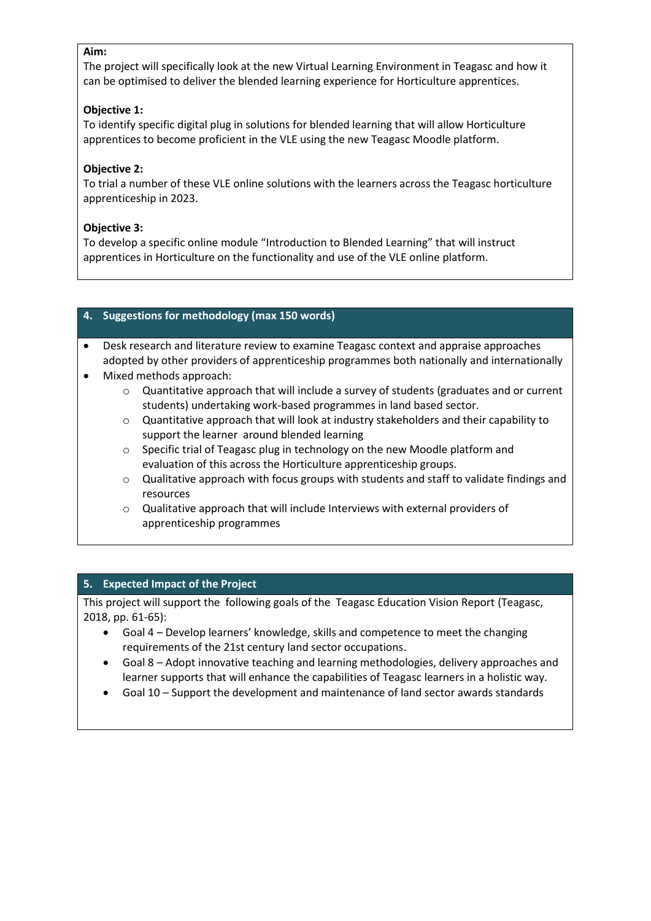**Aim:**
The project will specifically look at the new Virtual Learning Environment in Teagasc and how it can be optimised to deliver the blended learning experience for Horticulture apprentices.

**Objective 1:**
To identify specific digital plug in solutions for blended learning that will allow Horticulture apprentices to become proficient in the VLE using the new Teagasc Moodle platform.

**Objective 2:**
To trial a number of these VLE online solutions with the learners across the Teagasc horticulture apprenticeship in 2023.

**Objective 3:**
To develop a specific online module "Introduction to Blended Learning" that will instruct apprentices in Horticulture on the functionality and use of the VLE online platform.

## 4. Suggestions for methodology (max 150 words)

- Desk research and literature review to examine Teagasc context and appraise approaches adopted by other providers of apprenticeship programmes both nationally and internationally
- Mixed methods approach:
  - Quantitative approach that will include a survey of students (graduates and or current students) undertaking work-based programmes in land based sector.
  - Quantitative approach that will look at industry stakeholders and their capability to support the learner around blended learning
  - Specific trial of Teagasc plug in technology on the new Moodle platform and evaluation of this across the Horticulture apprenticeship groups.
  - Qualitative approach with focus groups with students and staff to validate findings and resources
  - Qualitative approach that will include Interviews with external providers of apprenticeship programmes

## 5. Expected Impact of the Project

This project will support the following goals of the Teagasc Education Vision Report (Teagasc, 2018, pp. 61-65):

- Goal 4 – Develop learners' knowledge, skills and competence to meet the changing requirements of the 21st century land sector occupations.
- Goal 8 – Adopt innovative teaching and learning methodologies, delivery approaches and learner supports that will enhance the capabilities of Teagasc learners in a holistic way.
- Goal 10 – Support the development and maintenance of land sector awards standards